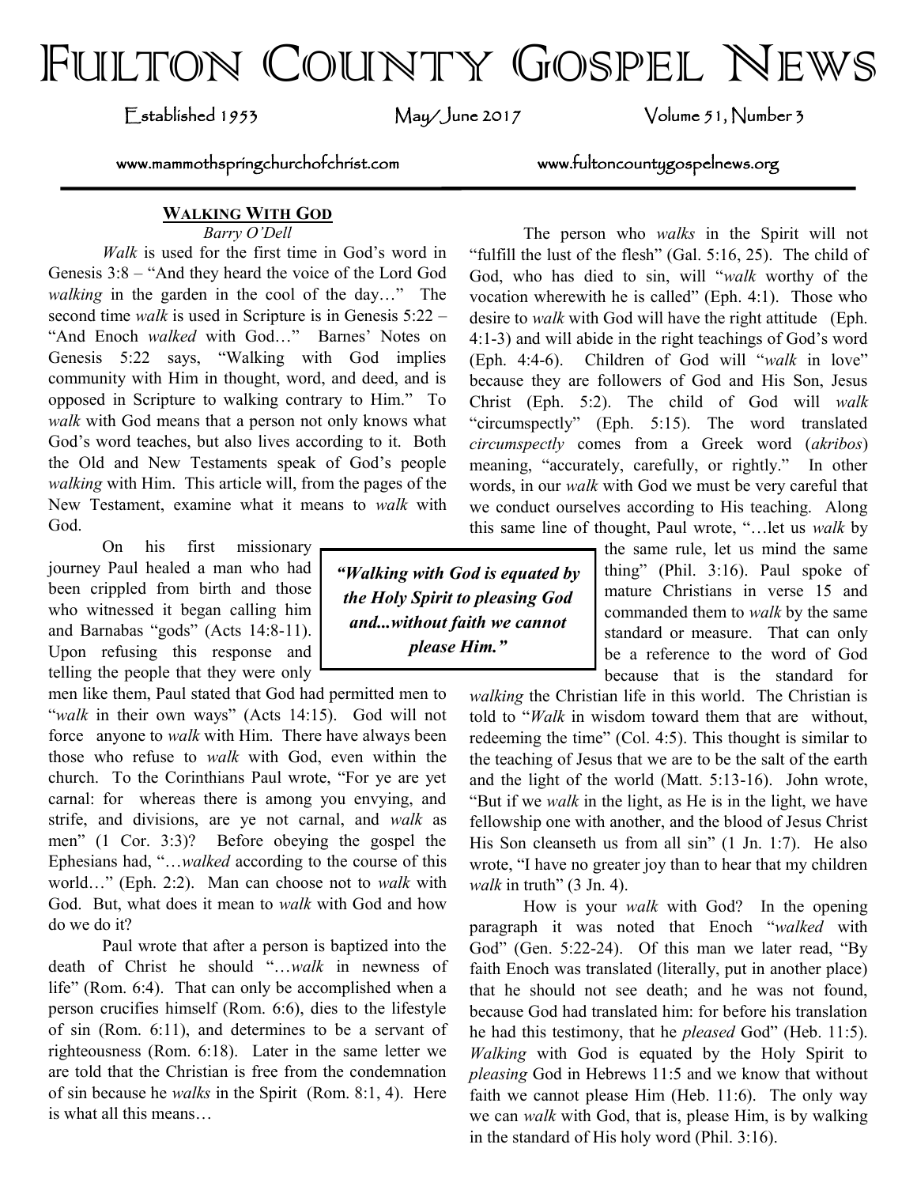# FULTON COUNTY GOSPEL NEWS

Established 1953 | May/June 2017 | Volume 51, Number 3

www.mammothspringchurchofchrist.com | www.fultoncountygospelnews.org

## WALKING WITH GOD

*Barry O'Dell*

*Walk* is used for the first time in God's word in Genesis 3:8 – "And they heard the voice of the Lord God *walking* in the garden in the cool of the day…" The second time *walk* is used in Scripture is in Genesis 5:22 – "And Enoch *walked* with God…" Barnes' Notes on Genesis 5:22 says, "Walking with God implies community with Him in thought, word, and deed, and is opposed in Scripture to walking contrary to Him." To *walk* with God means that a person not only knows what God's word teaches, but also lives according to it. Both the Old and New Testaments speak of God's people *walking* with Him. This article will, from the pages of the New Testament, examine what it means to *walk* with God.

On his first missionary journey Paul healed a man who had been crippled from birth and those who witnessed it began calling him and Barnabas "gods" (Acts 14:8-11). Upon refusing this response and telling the people that they were only men like them, Paul stated that God had permitted men to "*walk* in their own ways" (Acts 14:15). God will not force anyone to *walk* with Him. There have always been those who refuse to *walk* with God, even within the church. To the Corinthians Paul wrote, "For ye are yet carnal: for whereas there is among you envying, and strife, and divisions, are ye not carnal, and *walk* as men" (1 Cor. 3:3)? Before obeying the gospel the Ephesians had, "…*walked* according to the course of this world…" (Eph. 2:2). Man can choose not to *walk* with God. But, what does it mean to *walk* with God and how do we do it?

Paul wrote that after a person is baptized into the death of Christ he should "…*walk* in newness of life" (Rom. 6:4). That can only be accomplished when a person crucifies himself (Rom. 6:6), dies to the lifestyle of sin (Rom. 6:11), and determines to be a servant of righteousness (Rom. 6:18). Later in the same letter we are told that the Christian is free from the condemnation of sin because he *walks* in the Spirit (Rom. 8:1, 4). Here is what all this means…

The person who *walks* in the Spirit will not "fulfill the lust of the flesh" (Gal. 5:16, 25). The child of God, who has died to sin, will "*walk* worthy of the vocation wherewith he is called" (Eph. 4:1). Those who desire to *walk* with God will have the right attitude (Eph. 4:1-3) and will abide in the right teachings of God's word (Eph. 4:4-6). Children of God will "*walk* in love" because they are followers of God and His Son, Jesus Christ (Eph. 5:2). The child of God will *walk* "circumspectly" (Eph. 5:15). The word translated *circumspectly* comes from a Greek word (*akribos*) meaning, "accurately, carefully, or rightly." In other words, in our *walk* with God we must be very careful that we conduct ourselves according to His teaching. Along this same line of thought, Paul wrote, "…let us *walk* by the same rule, let us mind the same thing" (Phil. 3:16). Paul spoke of mature Christians in verse 15 and commanded them to *walk* by the same standard or measure. That can only be a reference to the word of God because that is the standard for *walking* the Christian life in this world. The Christian is told to "*Walk* in wisdom toward them that are without, redeeming the time" (Col. 4:5). This thought is similar to the teaching of Jesus that we are to be the salt of the earth and the light of the world (Matt. 5:13-16). John wrote, "But if we *walk* in the light, as He is in the light, we have fellowship one with another, and the blood of Jesus Christ His Son cleanseth us from all sin" (1 Jn. 1:7). He also wrote, "I have no greater joy than to hear that my children *walk* in truth" (3 Jn. 4).

> ***"Walking with God is equated by the Holy Spirit to pleasing God and...without faith we cannot please Him."***

How is your *walk* with God? In the opening paragraph it was noted that Enoch "*walked* with God" (Gen. 5:22-24). Of this man we later read, "By faith Enoch was translated (literally, put in another place) that he should not see death; and he was not found, because God had translated him: for before his translation he had this testimony, that he *pleased* God" (Heb. 11:5). *Walking* with God is equated by the Holy Spirit to *pleasing* God in Hebrews 11:5 and we know that without faith we cannot please Him (Heb. 11:6). The only way we can *walk* with God, that is, please Him, is by walking in the standard of His holy word (Phil. 3:16).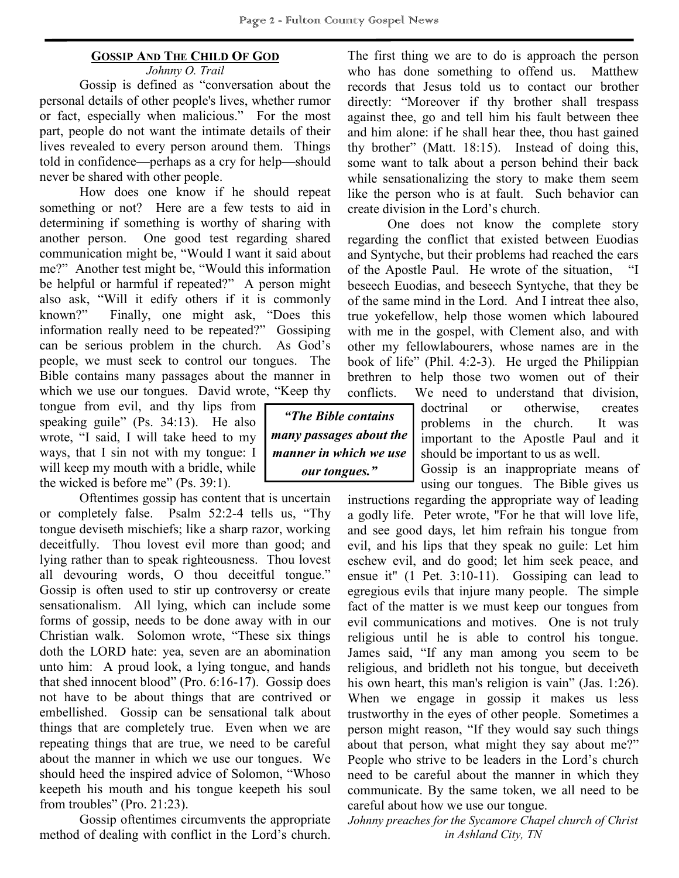## Gossip And The Child Of God

*Johnny O. Trail*

Gossip is defined as "conversation about the personal details of other people's lives, whether rumor or fact, especially when malicious." For the most part, people do not want the intimate details of their lives revealed to every person around them. Things told in confidence—perhaps as a cry for help—should never be shared with other people.

How does one know if he should repeat something or not? Here are a few tests to aid in determining if something is worthy of sharing with another person. One good test regarding shared communication might be, "Would I want it said about me?" Another test might be, "Would this information be helpful or harmful if repeated?" A person might also ask, "Will it edify others if it is commonly known?" Finally, one might ask, "Does this information really need to be repeated?" Gossiping can be serious problem in the church. As God's people, we must seek to control our tongues. The Bible contains many passages about the manner in which we use our tongues. David wrote, "Keep thy tongue from evil, and thy lips from speaking guile" (Ps. 34:13). He also wrote, "I said, I will take heed to my ways, that I sin not with my tongue: I will keep my mouth with a bridle, while the wicked is before me" (Ps. 39:1).

> ***"The Bible contains many passages about the manner in which we use our tongues."***

Oftentimes gossip has content that is uncertain or completely false. Psalm 52:2-4 tells us, "Thy tongue deviseth mischiefs; like a sharp razor, working deceitfully. Thou lovest evil more than good; and lying rather than to speak righteousness. Thou lovest all devouring words, O thou deceitful tongue." Gossip is often used to stir up controversy or create sensationalism. All lying, which can include some forms of gossip, needs to be done away with in our Christian walk. Solomon wrote, "These six things doth the LORD hate: yea, seven are an abomination unto him: A proud look, a lying tongue, and hands that shed innocent blood" (Pro. 6:16-17). Gossip does not have to be about things that are contrived or embellished. Gossip can be sensational talk about things that are completely true. Even when we are repeating things that are true, we need to be careful about the manner in which we use our tongues. We should heed the inspired advice of Solomon, "Whoso keepeth his mouth and his tongue keepeth his soul from troubles" (Pro. 21:23).

Gossip oftentimes circumvents the appropriate method of dealing with conflict in the Lord's church. The first thing we are to do is approach the person who has done something to offend us. Matthew records that Jesus told us to contact our brother directly: "Moreover if thy brother shall trespass against thee, go and tell him his fault between thee and him alone: if he shall hear thee, thou hast gained thy brother" (Matt. 18:15). Instead of doing this, some want to talk about a person behind their back while sensationalizing the story to make them seem like the person who is at fault. Such behavior can create division in the Lord's church.

One does not know the complete story regarding the conflict that existed between Euodias and Syntyche, but their problems had reached the ears of the Apostle Paul. He wrote of the situation, "I beseech Euodias, and beseech Syntyche, that they be of the same mind in the Lord. And I intreat thee also, true yokefellow, help those women which laboured with me in the gospel, with Clement also, and with other my fellowlabourers, whose names are in the book of life" (Phil. 4:2-3). He urged the Philippian brethren to help those two women out of their conflicts. We need to understand that division, doctrinal or otherwise, creates problems in the church. It was important to the Apostle Paul and it should be important to us as well.

Gossip is an inappropriate means of using our tongues. The Bible gives us instructions regarding the appropriate way of leading a godly life. Peter wrote, "For he that will love life, and see good days, let him refrain his tongue from evil, and his lips that they speak no guile: Let him eschew evil, and do good; let him seek peace, and ensue it" (1 Pet. 3:10-11). Gossiping can lead to egregious evils that injure many people. The simple fact of the matter is we must keep our tongues from evil communications and motives. One is not truly religious until he is able to control his tongue. James said, "If any man among you seem to be religious, and bridleth not his tongue, but deceiveth his own heart, this man's religion is vain" (Jas. 1:26). When we engage in gossip it makes us less trustworthy in the eyes of other people. Sometimes a person might reason, "If they would say such things about that person, what might they say about me?" People who strive to be leaders in the Lord's church need to be careful about the manner in which they communicate. By the same token, we all need to be careful about how we use our tongue.

*Johnny preaches for the Sycamore Chapel church of Christ in Ashland City, TN*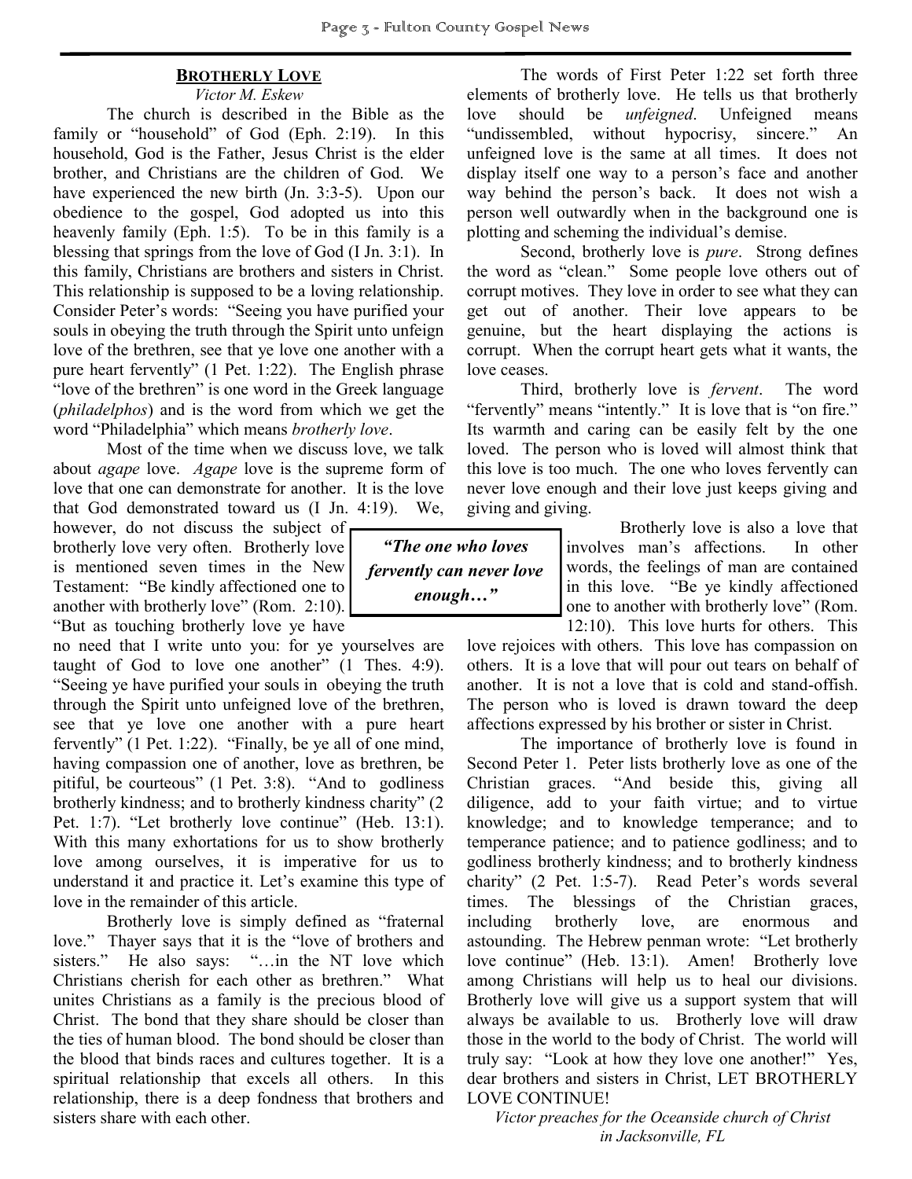## Brotherly Love

*Victor M. Eskew*

The church is described in the Bible as the family or "household" of God (Eph. 2:19). In this household, God is the Father, Jesus Christ is the elder brother, and Christians are the children of God. We have experienced the new birth (Jn. 3:3-5). Upon our obedience to the gospel, God adopted us into this heavenly family (Eph. 1:5). To be in this family is a blessing that springs from the love of God (I Jn. 3:1). In this family, Christians are brothers and sisters in Christ. This relationship is supposed to be a loving relationship. Consider Peter's words: "Seeing you have purified your souls in obeying the truth through the Spirit unto unfeign love of the brethren, see that ye love one another with a pure heart fervently" (1 Pet. 1:22). The English phrase "love of the brethren" is one word in the Greek language (*philadelphos*) and is the word from which we get the word "Philadelphia" which means *brotherly love*.

Most of the time when we discuss love, we talk about *agape* love. *Agape* love is the supreme form of love that one can demonstrate for another. It is the love that God demonstrated toward us (I Jn. 4:19). We, however, do not discuss the subject of brotherly love very often. Brotherly love is mentioned seven times in the New Testament: "Be kindly affectioned one to another with brotherly love" (Rom. 2:10). "But as touching brotherly love ye have no need that I write unto you: for ye yourselves are taught of God to love one another" (1 Thes. 4:9). "Seeing ye have purified your souls in obeying the truth through the Spirit unto unfeigned love of the brethren, see that ye love one another with a pure heart fervently" (1 Pet. 1:22). "Finally, be ye all of one mind, having compassion one of another, love as brethren, be pitiful, be courteous" (1 Pet. 3:8). "And to godliness brotherly kindness; and to brotherly kindness charity" (2 Pet. 1:7). "Let brotherly love continue" (Heb. 13:1). With this many exhortations for us to show brotherly love among ourselves, it is imperative for us to understand it and practice it. Let's examine this type of love in the remainder of this article.

Brotherly love is simply defined as "fraternal love." Thayer says that it is the "love of brothers and sisters." He also says: "…in the NT love which Christians cherish for each other as brethren." What unites Christians as a family is the precious blood of Christ. The bond that they share should be closer than the ties of human blood. The bond should be closer than the blood that binds races and cultures together. It is a spiritual relationship that excels all others. In this relationship, there is a deep fondness that brothers and sisters share with each other.

The words of First Peter 1:22 set forth three elements of brotherly love. He tells us that brotherly love should be *unfeigned*. Unfeigned means "undissembled, without hypocrisy, sincere." An unfeigned love is the same at all times. It does not display itself one way to a person's face and another way behind the person's back. It does not wish a person well outwardly when in the background one is plotting and scheming the individual's demise.

Second, brotherly love is *pure*. Strong defines the word as "clean." Some people love others out of corrupt motives. They love in order to see what they can get out of another. Their love appears to be genuine, but the heart displaying the actions is corrupt. When the corrupt heart gets what it wants, the love ceases.

Third, brotherly love is *fervent*. The word "fervently" means "intently." It is love that is "on fire." Its warmth and caring can be easily felt by the one loved. The person who is loved will almost think that this love is too much. The one who loves fervently can never love enough and their love just keeps giving and giving and giving.

> ***"The one who loves fervently can never love enough…"***

Brotherly love is also a love that involves man's affections. In other words, the feelings of man are contained in this love. "Be ye kindly affectioned one to another with brotherly love" (Rom. 12:10). This love hurts for others. This love rejoices with others. This love has compassion on others. It is a love that will pour out tears on behalf of another. It is not a love that is cold and stand-offish. The person who is loved is drawn toward the deep affections expressed by his brother or sister in Christ.

The importance of brotherly love is found in Second Peter 1. Peter lists brotherly love as one of the Christian graces. "And beside this, giving all diligence, add to your faith virtue; and to virtue knowledge; and to knowledge temperance; and to temperance patience; and to patience godliness; and to godliness brotherly kindness; and to brotherly kindness charity" (2 Pet. 1:5-7). Read Peter's words several times. The blessings of the Christian graces, including brotherly love, are enormous and astounding. The Hebrew penman wrote: "Let brotherly love continue" (Heb. 13:1). Amen! Brotherly love among Christians will help us to heal our divisions. Brotherly love will give us a support system that will always be available to us. Brotherly love will draw those in the world to the body of Christ. The world will truly say: "Look at how they love one another!" Yes, dear brothers and sisters in Christ, LET BROTHERLY LOVE CONTINUE!

*Victor preaches for the Oceanside church of Christ in Jacksonville, FL*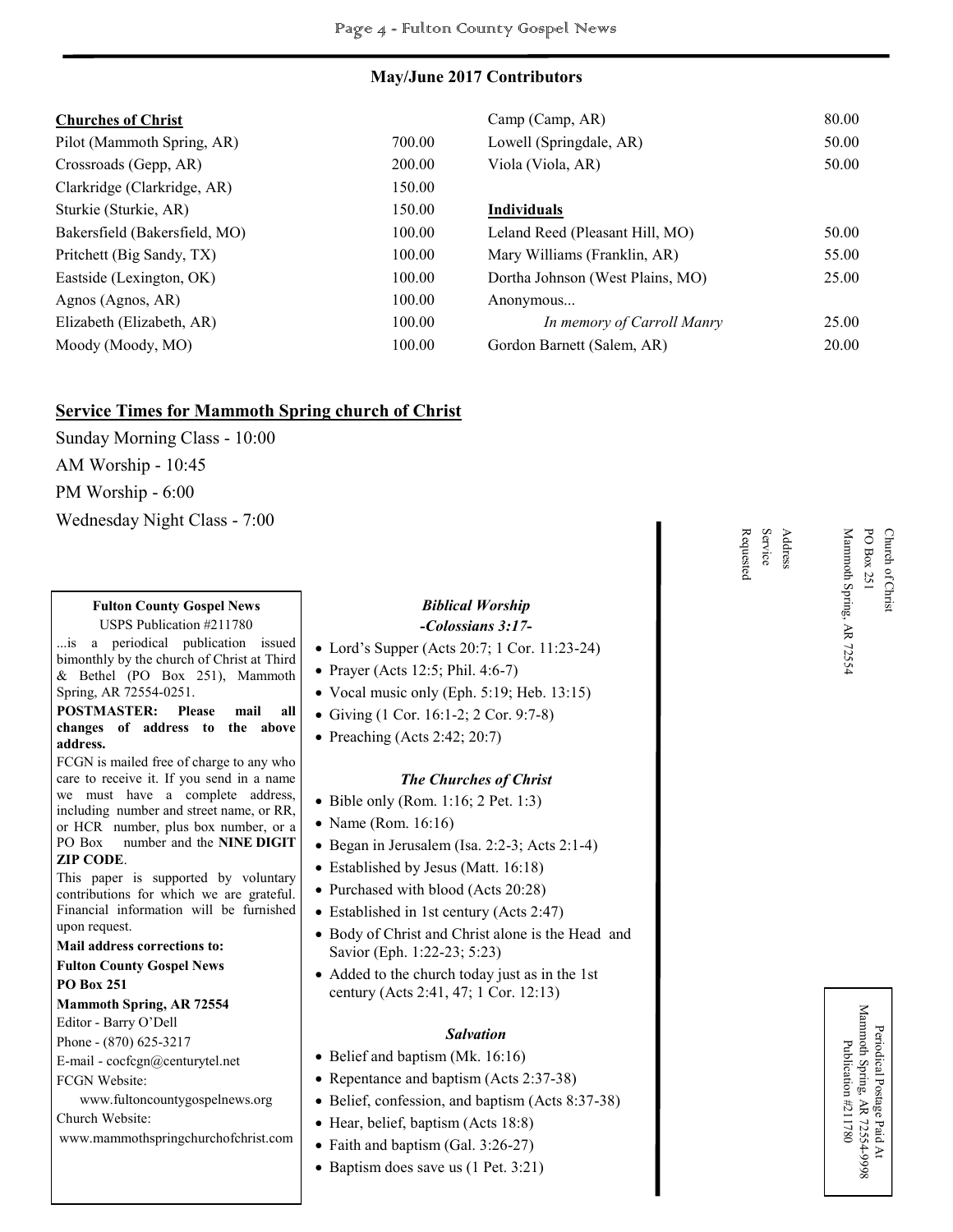## May/June 2017 Contributors

| | |
|---|---|
| **Churches of Christ** | |
| Pilot (Mammoth Spring, AR) | 700.00 |
| Crossroads (Gepp, AR) | 200.00 |
| Clarkridge (Clarkridge, AR) | 150.00 |
| Sturkie (Sturkie, AR) | 150.00 |
| Bakersfield (Bakersfield, MO) | 100.00 |
| Pritchett (Big Sandy, TX) | 100.00 |
| Eastside (Lexington, OK) | 100.00 |
| Agnos (Agnos, AR) | 100.00 |
| Elizabeth (Elizabeth, AR) | 100.00 |
| Moody (Moody, MO) | 100.00 |
| Camp (Camp, AR) | 80.00 |
| Lowell (Springdale, AR) | 50.00 |
| Viola (Viola, AR) | 50.00 |
| **Individuals** | |
| Leland Reed (Pleasant Hill, MO) | 50.00 |
| Mary Williams (Franklin, AR) | 55.00 |
| Dortha Johnson (West Plains, MO) | 25.00 |
| Anonymous... *In memory of Carroll Manry* | 25.00 |
| Gordon Barnett (Salem, AR) | 20.00 |

## Service Times for Mammoth Spring church of Christ

Sunday Morning Class - 10:00

AM Worship - 10:45

PM Worship - 6:00

Wednesday Night Class - 7:00

**Fulton County Gospel News**
USPS Publication #211780

...is a periodical publication issued bimonthly by the church of Christ at Third & Bethel (PO Box 251), Mammoth Spring, AR 72554-0251.

**POSTMASTER: Please mail all changes of address to the above address.**

FCGN is mailed free of charge to any who care to receive it. If you send in a name we must have a complete address, including number and street name, or RR, or HCR number, plus box number, or a PO Box number and the **NINE DIGIT ZIP CODE**.

This paper is supported by voluntary contributions for which we are grateful. Financial information will be furnished upon request.

**Mail address corrections to:**
**Fulton County Gospel News**
**PO Box 251**
**Mammoth Spring, AR 72554**

Editor - Barry O'Dell
Phone - (870) 625-3217
E-mail - cocfcgn@centurytel.net
FCGN Website:
www.fultoncountygospelnews.org
Church Website:
www.mammothspringchurchofchrist.com

### *Biblical Worship*
### *-Colossians 3:17-*

- Lord's Supper (Acts 20:7; 1 Cor. 11:23-24)
- Prayer (Acts 12:5; Phil. 4:6-7)
- Vocal music only (Eph. 5:19; Heb. 13:15)
- Giving (1 Cor. 16:1-2; 2 Cor. 9:7-8)
- Preaching (Acts 2:42; 20:7)

### *The Churches of Christ*

- Bible only (Rom. 1:16; 2 Pet. 1:3)
- Name (Rom. 16:16)
- Began in Jerusalem (Isa. 2:2-3; Acts 2:1-4)
- Established by Jesus (Matt. 16:18)
- Purchased with blood (Acts 20:28)
- Established in 1st century (Acts 2:47)
- Body of Christ and Christ alone is the Head and Savior (Eph. 1:22-23; 5:23)
- Added to the church today just as in the 1st century (Acts 2:41, 47; 1 Cor. 12:13)

### *Salvation*

- Belief and baptism (Mk. 16:16)
- Repentance and baptism (Acts 2:37-38)
- Belief, confession, and baptism (Acts 8:37-38)
- Hear, belief, baptism (Acts 18:8)
- Faith and baptism (Gal. 3:26-27)
- Baptism does save us (1 Pet. 3:21)

Church of Christ
PO Box 251
Mammoth Spring, AR 72554

Address
Service
Requested

Periodical Postage Paid At
Mammoth Spring, AR 72554-9998
Publication #211780